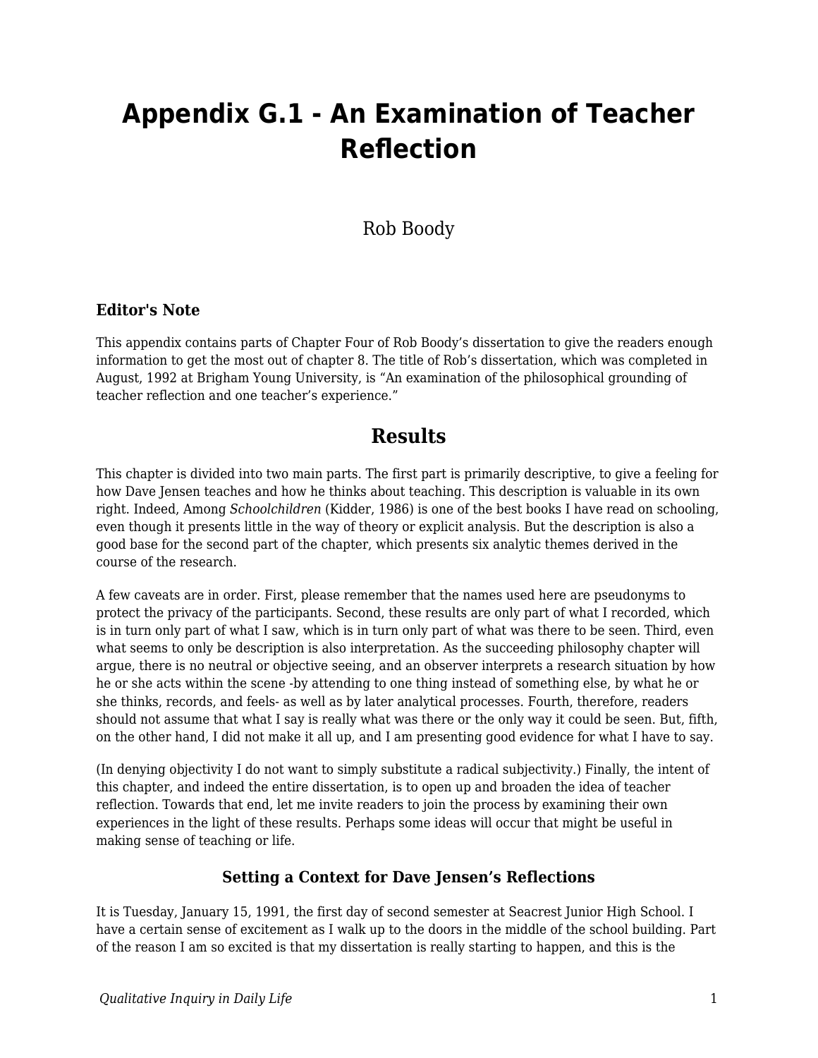# Appendix G.1 - An Examination of Teacher Reflection

Rob Boody

### Editor's Note

This appendix contains parts of Chapter Four of Rob Boody's dissertation to give the readers enough information to get the most out of chapter 8. The title of Rob's dissertation, which was completed in August, 1992 at Brigham Young University, is "An examination of the philosophical grounding of teacher reflection and one teacher's experience."

## Results

This chapter is divided into two main parts. The first part is primarily descriptive, to give a feeling for how Dave Jensen teaches and how he thinks about teaching. This description is valuable in its own right. Indeed, Among *Schoolchildren* (Kidder, 1986) is one of the best books I have read on schooling, even though it presents little in the way of theory or explicit analysis. But the description is also a good base for the second part of the chapter, which presents six analytic themes derived in the course of the research.

A few caveats are in order. First, please remember that the names used here are pseudonyms to protect the privacy of the participants. Second, these results are only part of what I recorded, which is in turn only part of what I saw, which is in turn only part of what was there to be seen. Third, even what seems to only be description is also interpretation. As the succeeding philosophy chapter will argue, there is no neutral or objective seeing, and an observer interprets a research situation by how he or she acts within the scene -by attending to one thing instead of something else, by what he or she thinks, records, and feels- as well as by later analytical processes. Fourth, therefore, readers should not assume that what I say is really what was there or the only way it could be seen. But, fifth, on the other hand, I did not make it all up, and I am presenting good evidence for what I have to say.

(In denying objectivity I do not want to simply substitute a radical subjectivity.) Finally, the intent of this chapter, and indeed the entire dissertation, is to open up and broaden the idea of teacher reflection. Towards that end, let me invite readers to join the process by examining their own experiences in the light of these results. Perhaps some ideas will occur that might be useful in making sense of teaching or life.

### Setting a Context for Dave Jensen's Reflections

It is Tuesday, January 15, 1991, the first day of second semester at Seacrest Junior High School. I have a certain sense of excitement as I walk up to the doors in the middle of the school building. Part of the reason I am so excited is that my dissertation is really starting to happen, and this is the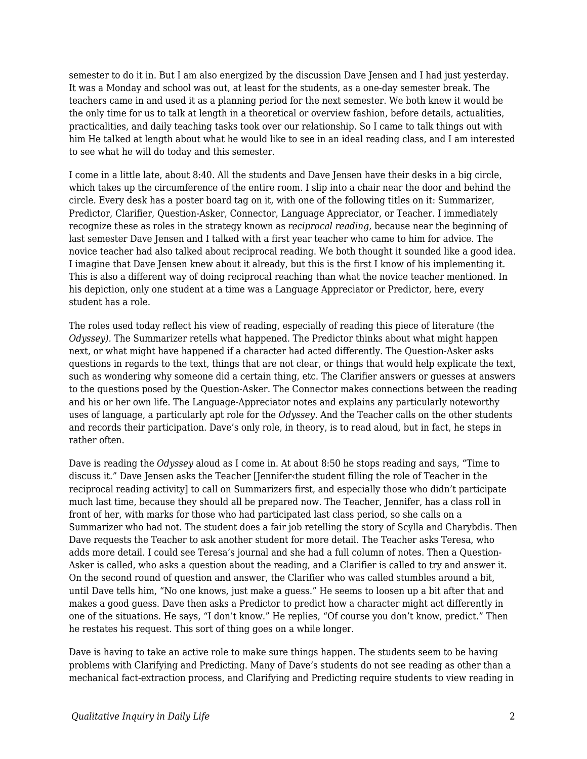semester to do it in. But I am also energized by the discussion Dave Jensen and I had just yesterday. It was a Monday and school was out, at least for the students, as a one-day semester break. The teachers came in and used it as a planning period for the next semester. We both knew it would be the only time for us to talk at length in a theoretical or overview fashion, before details, actualities, practicalities, and daily teaching tasks took over our relationship. So I came to talk things out with him He talked at length about what he would like to see in an ideal reading class, and I am interested to see what he will do today and this semester.

I come in a little late, about 8:40. All the students and Dave Jensen have their desks in a big circle, which takes up the circumference of the entire room. I slip into a chair near the door and behind the circle. Every desk has a poster board tag on it, with one of the following titles on it: Summarizer, Predictor, Clarifier, Question-Asker, Connector, Language Appreciator, or Teacher. I immediately recognize these as roles in the strategy known as *reciprocal reading,* because near the beginning of last semester Dave Jensen and I talked with a first year teacher who came to him for advice. The novice teacher had also talked about reciprocal reading. We both thought it sounded like a good idea. I imagine that Dave Jensen knew about it already, but this is the first I know of his implementing it. This is also a different way of doing reciprocal reaching than what the novice teacher mentioned. In his depiction, only one student at a time was a Language Appreciator or Predictor, here, every student has a role.

The roles used today reflect his view of reading, especially of reading this piece of literature (the *Odyssey).* The Summarizer retells what happened. The Predictor thinks about what might happen next, or what might have happened if a character had acted differently. The Question-Asker asks questions in regards to the text, things that are not clear, or things that would help explicate the text, such as wondering why someone did a certain thing, etc. The Clarifier answers or guesses at answers to the questions posed by the Question-Asker. The Connector makes connections between the reading and his or her own life. The Language-Appreciator notes and explains any particularly noteworthy uses of language, a particularly apt role for the *Odyssey.* And the Teacher calls on the other students and records their participation. Dave's only role, in theory, is to read aloud, but in fact, he steps in rather often.

Dave is reading the *Odyssey* aloud as I come in. At about 8:50 he stops reading and says, "Time to discuss it." Dave Jensen asks the Teacher [Jennifer‹the student filling the role of Teacher in the reciprocal reading activity] to call on Summarizers first, and especially those who didn't participate much last time, because they should all be prepared now. The Teacher, Jennifer, has a class roll in front of her, with marks for those who had participated last class period, so she calls on a Summarizer who had not. The student does a fair job retelling the story of Scylla and Charybdis. Then Dave requests the Teacher to ask another student for more detail. The Teacher asks Teresa, who adds more detail. I could see Teresa's journal and she had a full column of notes. Then a Question-Asker is called, who asks a question about the reading, and a Clarifier is called to try and answer it. On the second round of question and answer, the Clarifier who was called stumbles around a bit, until Dave tells him, "No one knows, just make a guess." He seems to loosen up a bit after that and makes a good guess. Dave then asks a Predictor to predict how a character might act differently in one of the situations. He says, "I don't know." He replies, "Of course you don't know, predict." Then he restates his request. This sort of thing goes on a while longer.

Dave is having to take an active role to make sure things happen. The students seem to be having problems with Clarifying and Predicting. Many of Dave's students do not see reading as other than a mechanical fact-extraction process, and Clarifying and Predicting require students to view reading in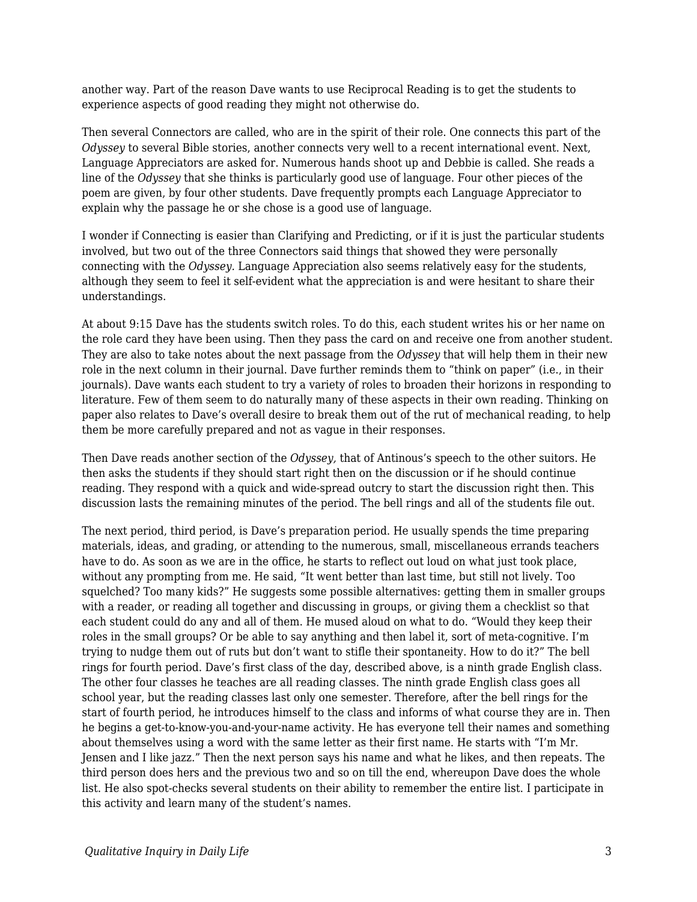another way. Part of the reason Dave wants to use Reciprocal Reading is to get the students to experience aspects of good reading they might not otherwise do.

Then several Connectors are called, who are in the spirit of their role. One connects this part of the *Odyssey* to several Bible stories, another connects very well to a recent international event. Next, Language Appreciators are asked for. Numerous hands shoot up and Debbie is called. She reads a line of the *Odyssey* that she thinks is particularly good use of language. Four other pieces of the poem are given, by four other students. Dave frequently prompts each Language Appreciator to explain why the passage he or she chose is a good use of language.

I wonder if Connecting is easier than Clarifying and Predicting, or if it is just the particular students involved, but two out of the three Connectors said things that showed they were personally connecting with the *Odyssey.* Language Appreciation also seems relatively easy for the students, although they seem to feel it self-evident what the appreciation is and were hesitant to share their understandings.

At about 9:15 Dave has the students switch roles. To do this, each student writes his or her name on the role card they have been using. Then they pass the card on and receive one from another student. They are also to take notes about the next passage from the *Odyssey* that will help them in their new role in the next column in their journal. Dave further reminds them to "think on paper" (i.e., in their journals). Dave wants each student to try a variety of roles to broaden their horizons in responding to literature. Few of them seem to do naturally many of these aspects in their own reading. Thinking on paper also relates to Dave's overall desire to break them out of the rut of mechanical reading, to help them be more carefully prepared and not as vague in their responses.

Then Dave reads another section of the *Odyssey,* that of Antinous's speech to the other suitors. He then asks the students if they should start right then on the discussion or if he should continue reading. They respond with a quick and wide-spread outcry to start the discussion right then. This discussion lasts the remaining minutes of the period. The bell rings and all of the students file out.

The next period, third period, is Dave's preparation period. He usually spends the time preparing materials, ideas, and grading, or attending to the numerous, small, miscellaneous errands teachers have to do. As soon as we are in the office, he starts to reflect out loud on what just took place, without any prompting from me. He said, "It went better than last time, but still not lively. Too squelched? Too many kids?" He suggests some possible alternatives: getting them in smaller groups with a reader, or reading all together and discussing in groups, or giving them a checklist so that each student could do any and all of them. He mused aloud on what to do. "Would they keep their roles in the small groups? Or be able to say anything and then label it, sort of meta-cognitive. I'm trying to nudge them out of ruts but don't want to stifle their spontaneity. How to do it?" The bell rings for fourth period. Dave's first class of the day, described above, is a ninth grade English class. The other four classes he teaches are all reading classes. The ninth grade English class goes all school year, but the reading classes last only one semester. Therefore, after the bell rings for the start of fourth period, he introduces himself to the class and informs of what course they are in. Then he begins a get-to-know-you-and-your-name activity. He has everyone tell their names and something about themselves using a word with the same letter as their first name. He starts with "I'm Mr. Jensen and I like jazz." Then the next person says his name and what he likes, and then repeats. The third person does hers and the previous two and so on till the end, whereupon Dave does the whole list. He also spot-checks several students on their ability to remember the entire list. I participate in this activity and learn many of the student's names.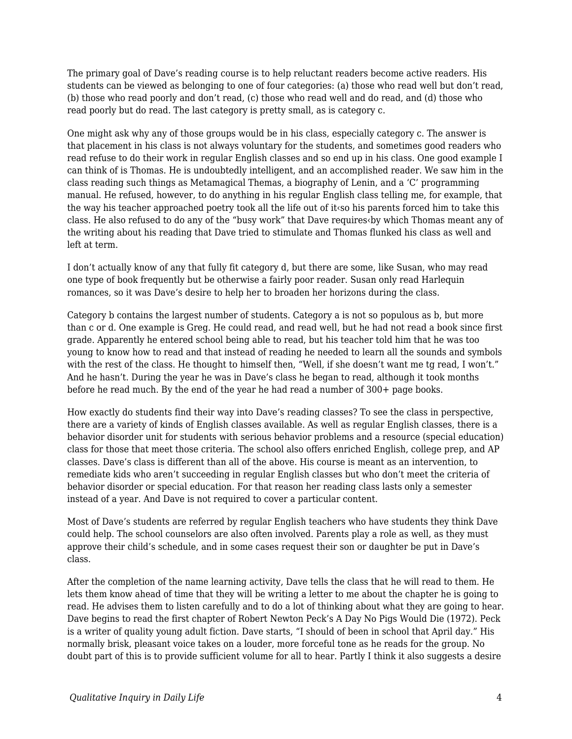The primary goal of Dave's reading course is to help reluctant readers become active readers. His students can be viewed as belonging to one of four categories: (a) those who read well but don't read, (b) those who read poorly and don't read, (c) those who read well and do read, and (d) those who read poorly but do read. The last category is pretty small, as is category c.

One might ask why any of those groups would be in his class, especially category c. The answer is that placement in his class is not always voluntary for the students, and sometimes good readers who read refuse to do their work in regular English classes and so end up in his class. One good example I can think of is Thomas. He is undoubtedly intelligent, and an accomplished reader. We saw him in the class reading such things as Metamagical Themas, a biography of Lenin, and a 'C' programming manual. He refused, however, to do anything in his regular English class telling me, for example, that the way his teacher approached poetry took all the life out of it‹so his parents forced him to take this class. He also refused to do any of the "busy work" that Dave requires‹by which Thomas meant any of the writing about his reading that Dave tried to stimulate and Thomas flunked his class as well and left at term.

I don't actually know of any that fully fit category d, but there are some, like Susan, who may read one type of book frequently but be otherwise a fairly poor reader. Susan only read Harlequin romances, so it was Dave's desire to help her to broaden her horizons during the class.

Category b contains the largest number of students. Category a is not so populous as b, but more than c or d. One example is Greg. He could read, and read well, but he had not read a book since first grade. Apparently he entered school being able to read, but his teacher told him that he was too young to know how to read and that instead of reading he needed to learn all the sounds and symbols with the rest of the class. He thought to himself then, "Well, if she doesn't want me tg read, I won't." And he hasn't. During the year he was in Dave's class he began to read, although it took months before he read much. By the end of the year he had read a number of 300+ page books.

How exactly do students find their way into Dave's reading classes? To see the class in perspective, there are a variety of kinds of English classes available. As well as regular English classes, there is a behavior disorder unit for students with serious behavior problems and a resource (special education) class for those that meet those criteria. The school also offers enriched English, college prep, and AP classes. Dave's class is different than all of the above. His course is meant as an intervention, to remediate kids who aren't succeeding in regular English classes but who don't meet the criteria of behavior disorder or special education. For that reason her reading class lasts only a semester instead of a year. And Dave is not required to cover a particular content.

Most of Dave's students are referred by regular English teachers who have students they think Dave could help. The school counselors are also often involved. Parents play a role as well, as they must approve their child's schedule, and in some cases request their son or daughter be put in Dave's class.

After the completion of the name learning activity, Dave tells the class that he will read to them. He lets them know ahead of time that they will be writing a letter to me about the chapter he is going to read. He advises them to listen carefully and to do a lot of thinking about what they are going to hear. Dave begins to read the first chapter of Robert Newton Peck's A Day No Pigs Would Die (1972). Peck is a writer of quality young adult fiction. Dave starts, "I should of been in school that April day." His normally brisk, pleasant voice takes on a louder, more forceful tone as he reads for the group. No doubt part of this is to provide sufficient volume for all to hear. Partly I think it also suggests a desire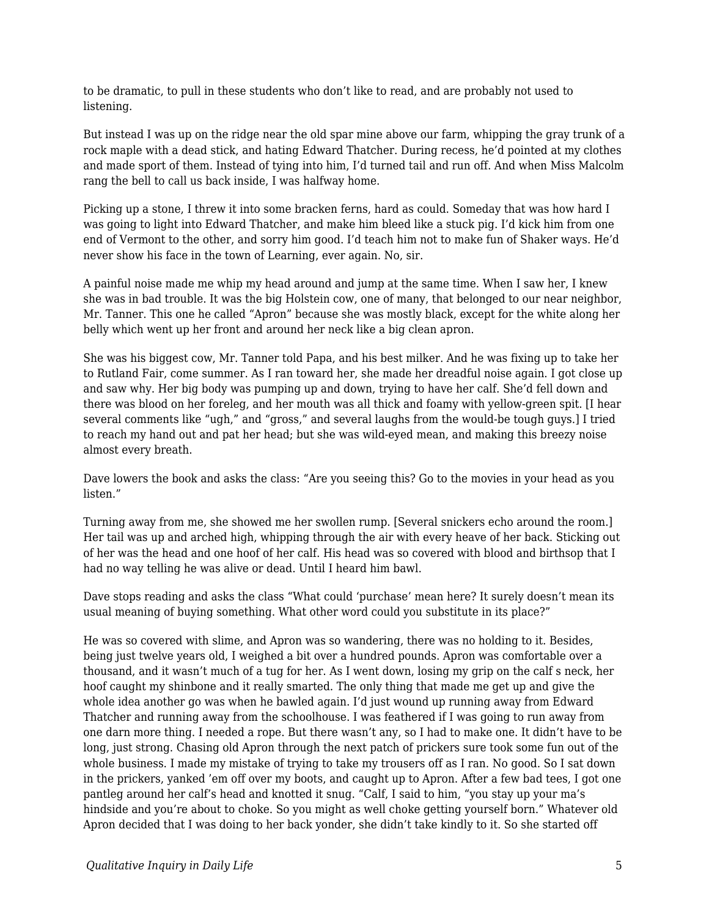to be dramatic, to pull in these students who don't like to read, and are probably not used to listening.

But instead I was up on the ridge near the old spar mine above our farm, whipping the gray trunk of a rock maple with a dead stick, and hating Edward Thatcher. During recess, he'd pointed at my clothes and made sport of them. Instead of tying into him, I'd turned tail and run off. And when Miss Malcolm rang the bell to call us back inside, I was halfway home.

Picking up a stone, I threw it into some bracken ferns, hard as could. Someday that was how hard I was going to light into Edward Thatcher, and make him bleed like a stuck pig. I'd kick him from one end of Vermont to the other, and sorry him good. I'd teach him not to make fun of Shaker ways. He'd never show his face in the town of Learning, ever again. No, sir.

A painful noise made me whip my head around and jump at the same time. When I saw her, I knew she was in bad trouble. It was the big Holstein cow, one of many, that belonged to our near neighbor, Mr. Tanner. This one he called "Apron" because she was mostly black, except for the white along her belly which went up her front and around her neck like a big clean apron.

She was his biggest cow, Mr. Tanner told Papa, and his best milker. And he was fixing up to take her to Rutland Fair, come summer. As I ran toward her, she made her dreadful noise again. I got close up and saw why. Her big body was pumping up and down, trying to have her calf. She'd fell down and there was blood on her foreleg, and her mouth was all thick and foamy with yellow-green spit. [I hear several comments like "ugh," and "gross," and several laughs from the would-be tough guys.] I tried to reach my hand out and pat her head; but she was wild-eyed mean, and making this breezy noise almost every breath.

Dave lowers the book and asks the class: "Are you seeing this? Go to the movies in your head as you listen."

Turning away from me, she showed me her swollen rump. [Several snickers echo around the room.] Her tail was up and arched high, whipping through the air with every heave of her back. Sticking out of her was the head and one hoof of her calf. His head was so covered with blood and birthsop that I had no way telling he was alive or dead. Until I heard him bawl.

Dave stops reading and asks the class "What could 'purchase' mean here? It surely doesn't mean its usual meaning of buying something. What other word could you substitute in its place?"

He was so covered with slime, and Apron was so wandering, there was no holding to it. Besides, being just twelve years old, I weighed a bit over a hundred pounds. Apron was comfortable over a thousand, and it wasn't much of a tug for her. As I went down, losing my grip on the calf s neck, her hoof caught my shinbone and it really smarted. The only thing that made me get up and give the whole idea another go was when he bawled again. I'd just wound up running away from Edward Thatcher and running away from the schoolhouse. I was feathered if I was going to run away from one darn more thing. I needed a rope. But there wasn't any, so I had to make one. It didn't have to be long, just strong. Chasing old Apron through the next patch of prickers sure took some fun out of the whole business. I made my mistake of trying to take my trousers off as I ran. No good. So I sat down in the prickers, yanked 'em off over my boots, and caught up to Apron. After a few bad tees, I got one pantleg around her calf's head and knotted it snug. "Calf, I said to him, "you stay up your ma's hindside and you're about to choke. So you might as well choke getting yourself born." Whatever old Apron decided that I was doing to her back yonder, she didn't take kindly to it. So she started off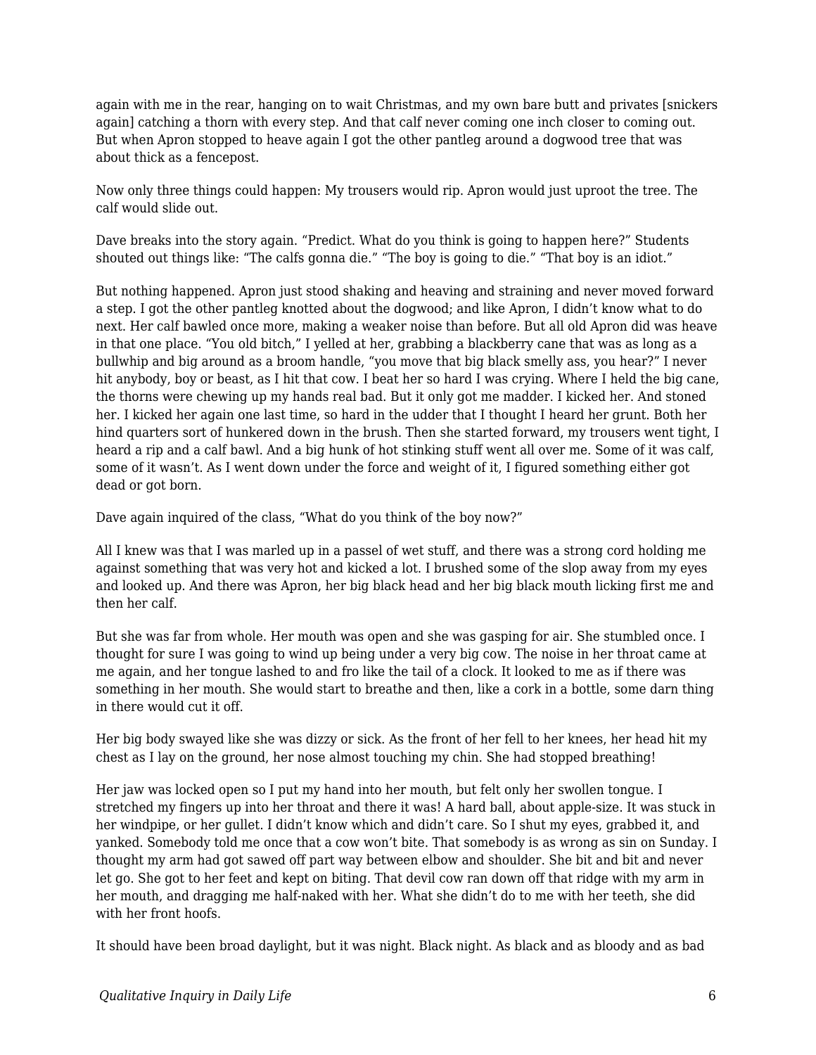again with me in the rear, hanging on to wait Christmas, and my own bare butt and privates [snickers again] catching a thorn with every step. And that calf never coming one inch closer to coming out. But when Apron stopped to heave again I got the other pantleg around a dogwood tree that was about thick as a fencepost.

Now only three things could happen: My trousers would rip. Apron would just uproot the tree. The calf would slide out.

Dave breaks into the story again. “Predict. What do you think is going to happen here?” Students shouted out things like: “The calfs gonna die.” “The boy is going to die.” “That boy is an idiot.”

But nothing happened. Apron just stood shaking and heaving and straining and never moved forward a step. I got the other pantleg knotted about the dogwood; and like Apron, I didn’t know what to do next. Her calf bawled once more, making a weaker noise than before. But all old Apron did was heave in that one place. “You old bitch,” I yelled at her, grabbing a blackberry cane that was as long as a bullwhip and big around as a broom handle, “you move that big black smelly ass, you hear?” I never hit anybody, boy or beast, as I hit that cow. I beat her so hard I was crying. Where I held the big cane, the thorns were chewing up my hands real bad. But it only got me madder. I kicked her. And stoned her. I kicked her again one last time, so hard in the udder that I thought I heard her grunt. Both her hind quarters sort of hunkered down in the brush. Then she started forward, my trousers went tight, I heard a rip and a calf bawl. And a big hunk of hot stinking stuff went all over me. Some of it was calf, some of it wasn’t. As I went down under the force and weight of it, I figured something either got dead or got born.

Dave again inquired of the class, “What do you think of the boy now?”

All I knew was that I was marled up in a passel of wet stuff, and there was a strong cord holding me against something that was very hot and kicked a lot. I brushed some of the slop away from my eyes and looked up. And there was Apron, her big black head and her big black mouth licking first me and then her calf.

But she was far from whole. Her mouth was open and she was gasping for air. She stumbled once. I thought for sure I was going to wind up being under a very big cow. The noise in her throat came at me again, and her tongue lashed to and fro like the tail of a clock. It looked to me as if there was something in her mouth. She would start to breathe and then, like a cork in a bottle, some darn thing in there would cut it off.

Her big body swayed like she was dizzy or sick. As the front of her fell to her knees, her head hit my chest as I lay on the ground, her nose almost touching my chin. She had stopped breathing!

Her jaw was locked open so I put my hand into her mouth, but felt only her swollen tongue. I stretched my fingers up into her throat and there it was! A hard ball, about apple-size. It was stuck in her windpipe, or her gullet. I didn’t know which and didn’t care. So I shut my eyes, grabbed it, and yanked. Somebody told me once that a cow won’t bite. That somebody is as wrong as sin on Sunday. I thought my arm had got sawed off part way between elbow and shoulder. She bit and bit and never let go. She got to her feet and kept on biting. That devil cow ran down off that ridge with my arm in her mouth, and dragging me half-naked with her. What she didn’t do to me with her teeth, she did with her front hoofs.

It should have been broad daylight, but it was night. Black night. As black and as bloody and as bad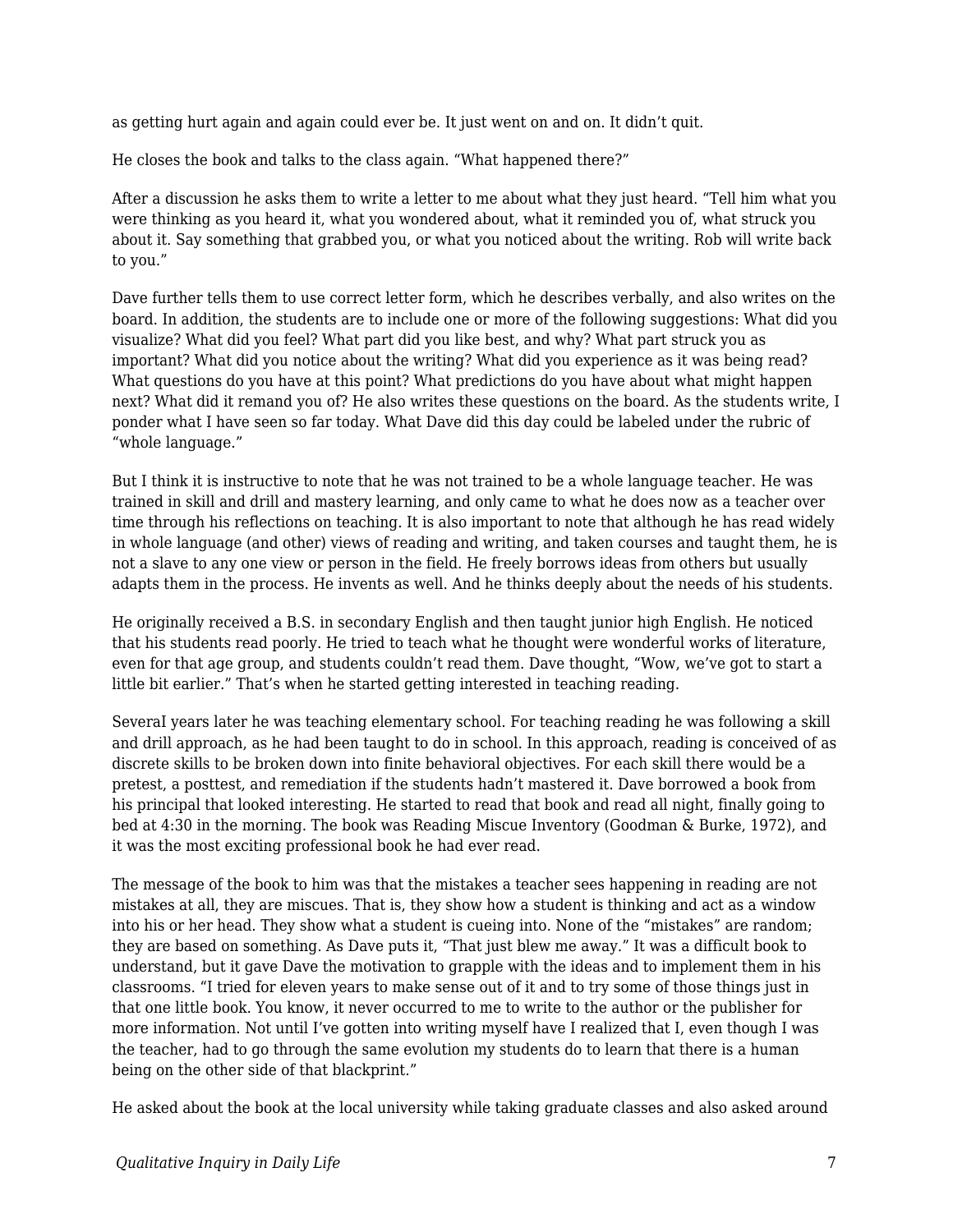as getting hurt again and again could ever be. It just went on and on. It didn't quit.

He closes the book and talks to the class again. "What happened there?"

After a discussion he asks them to write a letter to me about what they just heard. "Tell him what you were thinking as you heard it, what you wondered about, what it reminded you of, what struck you about it. Say something that grabbed you, or what you noticed about the writing. Rob will write back to you."

Dave further tells them to use correct letter form, which he describes verbally, and also writes on the board. In addition, the students are to include one or more of the following suggestions: What did you visualize? What did you feel? What part did you like best, and why? What part struck you as important? What did you notice about the writing? What did you experience as it was being read? What questions do you have at this point? What predictions do you have about what might happen next? What did it remand you of? He also writes these questions on the board. As the students write, I ponder what I have seen so far today. What Dave did this day could be labeled under the rubric of "whole language."

But I think it is instructive to note that he was not trained to be a whole language teacher. He was trained in skill and drill and mastery learning, and only came to what he does now as a teacher over time through his reflections on teaching. It is also important to note that although he has read widely in whole language (and other) views of reading and writing, and taken courses and taught them, he is not a slave to any one view or person in the field. He freely borrows ideas from others but usually adapts them in the process. He invents as well. And he thinks deeply about the needs of his students.

He originally received a B.S. in secondary English and then taught junior high English. He noticed that his students read poorly. He tried to teach what he thought were wonderful works of literature, even for that age group, and students couldn't read them. Dave thought, "Wow, we've got to start a little bit earlier." That's when he started getting interested in teaching reading.

SeveraI years later he was teaching elementary school. For teaching reading he was following a skill and drill approach, as he had been taught to do in school. In this approach, reading is conceived of as discrete skills to be broken down into finite behavioral objectives. For each skill there would be a pretest, a posttest, and remediation if the students hadn't mastered it. Dave borrowed a book from his principal that looked interesting. He started to read that book and read all night, finally going to bed at 4:30 in the morning. The book was Reading Miscue Inventory (Goodman & Burke, 1972), and it was the most exciting professional book he had ever read.

The message of the book to him was that the mistakes a teacher sees happening in reading are not mistakes at all, they are miscues. That is, they show how a student is thinking and act as a window into his or her head. They show what a student is cueing into. None of the "mistakes" are random; they are based on something. As Dave puts it, "That just blew me away." It was a difficult book to understand, but it gave Dave the motivation to grapple with the ideas and to implement them in his classrooms. "I tried for eleven years to make sense out of it and to try some of those things just in that one little book. You know, it never occurred to me to write to the author or the publisher for more information. Not until I've gotten into writing myself have I realized that I, even though I was the teacher, had to go through the same evolution my students do to learn that there is a human being on the other side of that blackprint."

He asked about the book at the local university while taking graduate classes and also asked around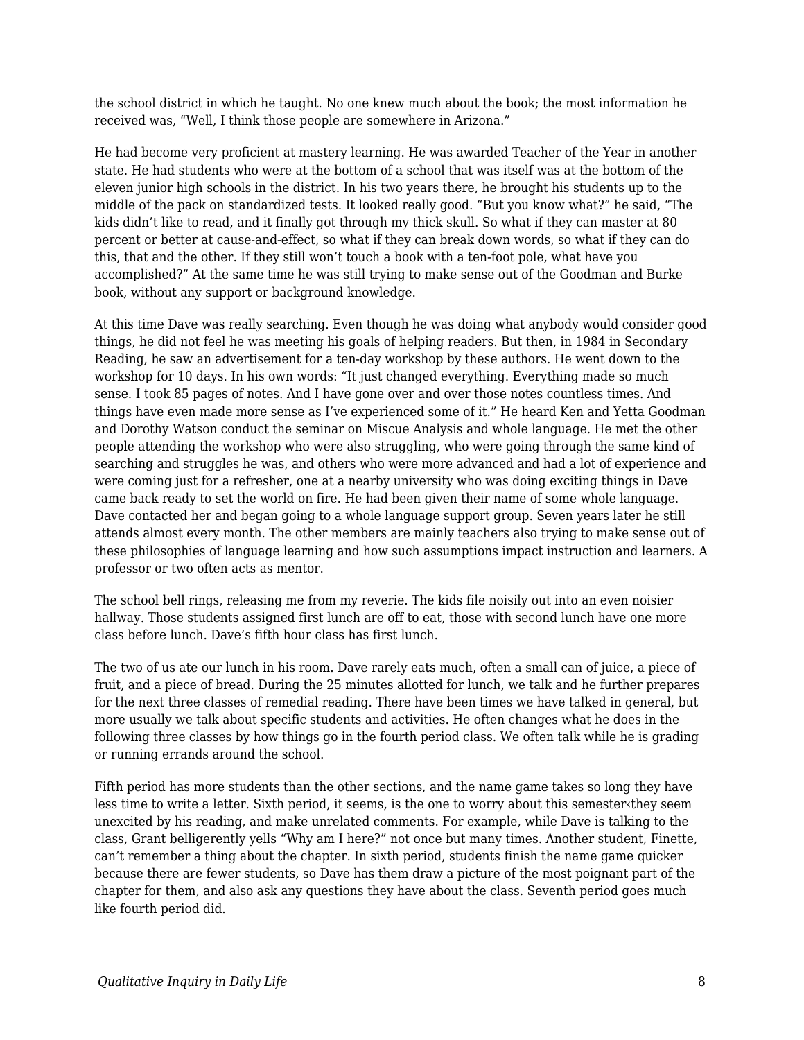the school district in which he taught. No one knew much about the book; the most information he received was, "Well, I think those people are somewhere in Arizona."

He had become very proficient at mastery learning. He was awarded Teacher of the Year in another state. He had students who were at the bottom of a school that was itself was at the bottom of the eleven junior high schools in the district. In his two years there, he brought his students up to the middle of the pack on standardized tests. It looked really good. "But you know what?" he said, "The kids didn't like to read, and it finally got through my thick skull. So what if they can master at 80 percent or better at cause-and-effect, so what if they can break down words, so what if they can do this, that and the other. If they still won't touch a book with a ten-foot pole, what have you accomplished?" At the same time he was still trying to make sense out of the Goodman and Burke book, without any support or background knowledge.

At this time Dave was really searching. Even though he was doing what anybody would consider good things, he did not feel he was meeting his goals of helping readers. But then, in 1984 in Secondary Reading, he saw an advertisement for a ten-day workshop by these authors. He went down to the workshop for 10 days. In his own words: "It just changed everything. Everything made so much sense. I took 85 pages of notes. And I have gone over and over those notes countless times. And things have even made more sense as I've experienced some of it." He heard Ken and Yetta Goodman and Dorothy Watson conduct the seminar on Miscue Analysis and whole language. He met the other people attending the workshop who were also struggling, who were going through the same kind of searching and struggles he was, and others who were more advanced and had a lot of experience and were coming just for a refresher, one at a nearby university who was doing exciting things in Dave came back ready to set the world on fire. He had been given their name of some whole language. Dave contacted her and began going to a whole language support group. Seven years later he still attends almost every month. The other members are mainly teachers also trying to make sense out of these philosophies of language learning and how such assumptions impact instruction and learners. A professor or two often acts as mentor.

The school bell rings, releasing me from my reverie. The kids file noisily out into an even noisier hallway. Those students assigned first lunch are off to eat, those with second lunch have one more class before lunch. Dave's fifth hour class has first lunch.

The two of us ate our lunch in his room. Dave rarely eats much, often a small can of juice, a piece of fruit, and a piece of bread. During the 25 minutes allotted for lunch, we talk and he further prepares for the next three classes of remedial reading. There have been times we have talked in general, but more usually we talk about specific students and activities. He often changes what he does in the following three classes by how things go in the fourth period class. We often talk while he is grading or running errands around the school.

Fifth period has more students than the other sections, and the name game takes so long they have less time to write a letter. Sixth period, it seems, is the one to worry about this semester‹they seem unexcited by his reading, and make unrelated comments. For example, while Dave is talking to the class, Grant belligerently yells "Why am I here?" not once but many times. Another student, Finette, can't remember a thing about the chapter. In sixth period, students finish the name game quicker because there are fewer students, so Dave has them draw a picture of the most poignant part of the chapter for them, and also ask any questions they have about the class. Seventh period goes much like fourth period did.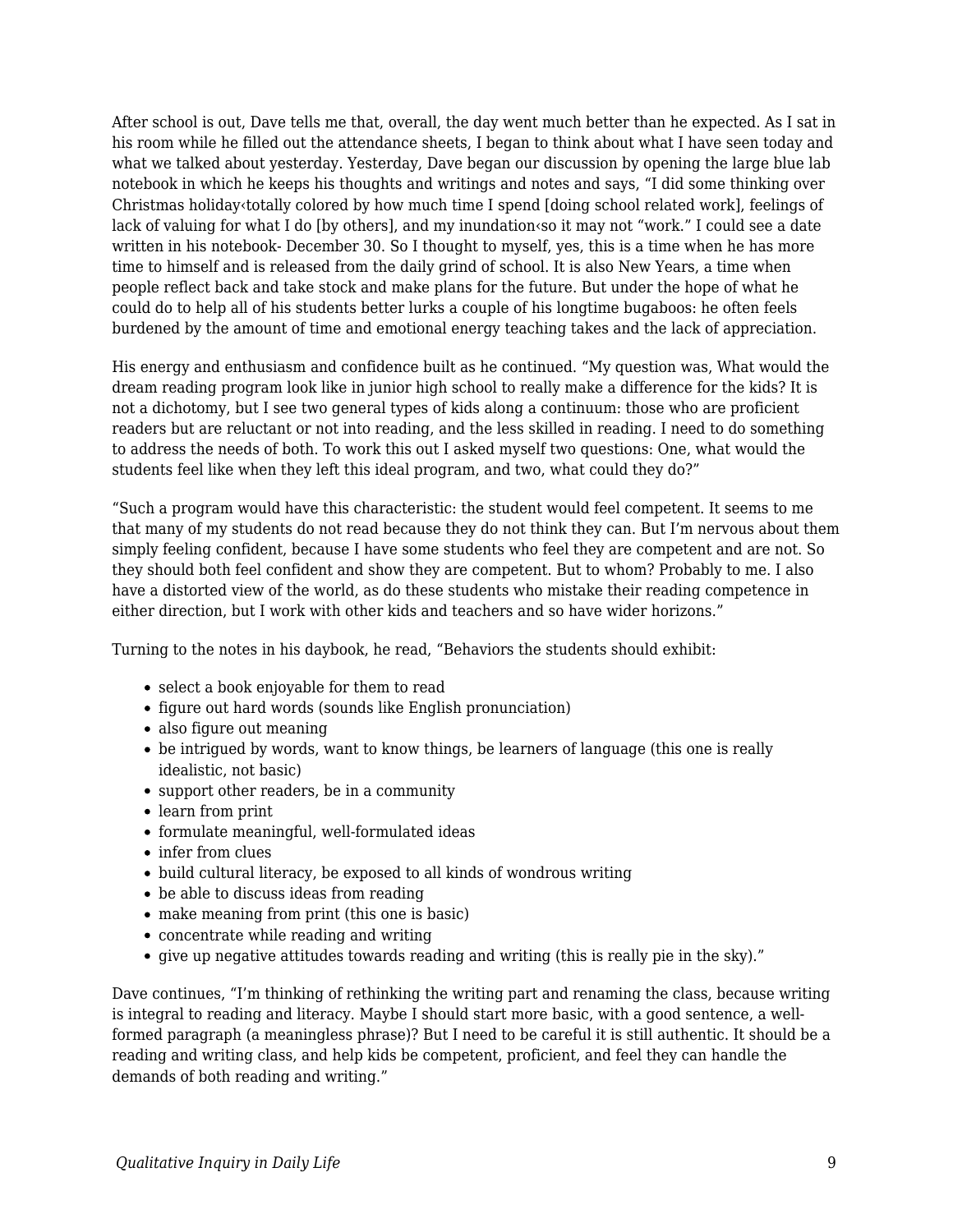After school is out, Dave tells me that, overall, the day went much better than he expected. As I sat in his room while he filled out the attendance sheets, I began to think about what I have seen today and what we talked about yesterday. Yesterday, Dave began our discussion by opening the large blue lab notebook in which he keeps his thoughts and writings and notes and says, "I did some thinking over Christmas holiday‹totally colored by how much time I spend [doing school related work], feelings of lack of valuing for what I do [by others], and my inundation‹so it may not "work." I could see a date written in his notebook- December 30. So I thought to myself, yes, this is a time when he has more time to himself and is released from the daily grind of school. It is also New Years, a time when people reflect back and take stock and make plans for the future. But under the hope of what he could do to help all of his students better lurks a couple of his longtime bugaboos: he often feels burdened by the amount of time and emotional energy teaching takes and the lack of appreciation.

His energy and enthusiasm and confidence built as he continued. "My question was, What would the dream reading program look like in junior high school to really make a difference for the kids? It is not a dichotomy, but I see two general types of kids along a continuum: those who are proficient readers but are reluctant or not into reading, and the less skilled in reading. I need to do something to address the needs of both. To work this out I asked myself two questions: One, what would the students feel like when they left this ideal program, and two, what could they do?"

"Such a program would have this characteristic: the student would feel competent. It seems to me that many of my students do not read because they do not think they can. But I'm nervous about them simply feeling confident, because I have some students who feel they are competent and are not. So they should both feel confident and show they are competent. But to whom? Probably to me. I also have a distorted view of the world, as do these students who mistake their reading competence in either direction, but I work with other kids and teachers and so have wider horizons."

Turning to the notes in his daybook, he read, "Behaviors the students should exhibit:

- select a book enjoyable for them to read
- figure out hard words (sounds like English pronunciation)
- also figure out meaning
- be intrigued by words, want to know things, be learners of language (this one is really idealistic, not basic)
- support other readers, be in a community
- learn from print
- formulate meaningful, well-formulated ideas
- infer from clues
- build cultural literacy, be exposed to all kinds of wondrous writing
- be able to discuss ideas from reading
- make meaning from print (this one is basic)
- concentrate while reading and writing
- give up negative attitudes towards reading and writing (this is really pie in the sky)."

Dave continues, "I'm thinking of rethinking the writing part and renaming the class, because writing is integral to reading and literacy. Maybe I should start more basic, with a good sentence, a well-formed paragraph (a meaningless phrase)? But I need to be careful it is still authentic. It should be a reading and writing class, and help kids be competent, proficient, and feel they can handle the demands of both reading and writing."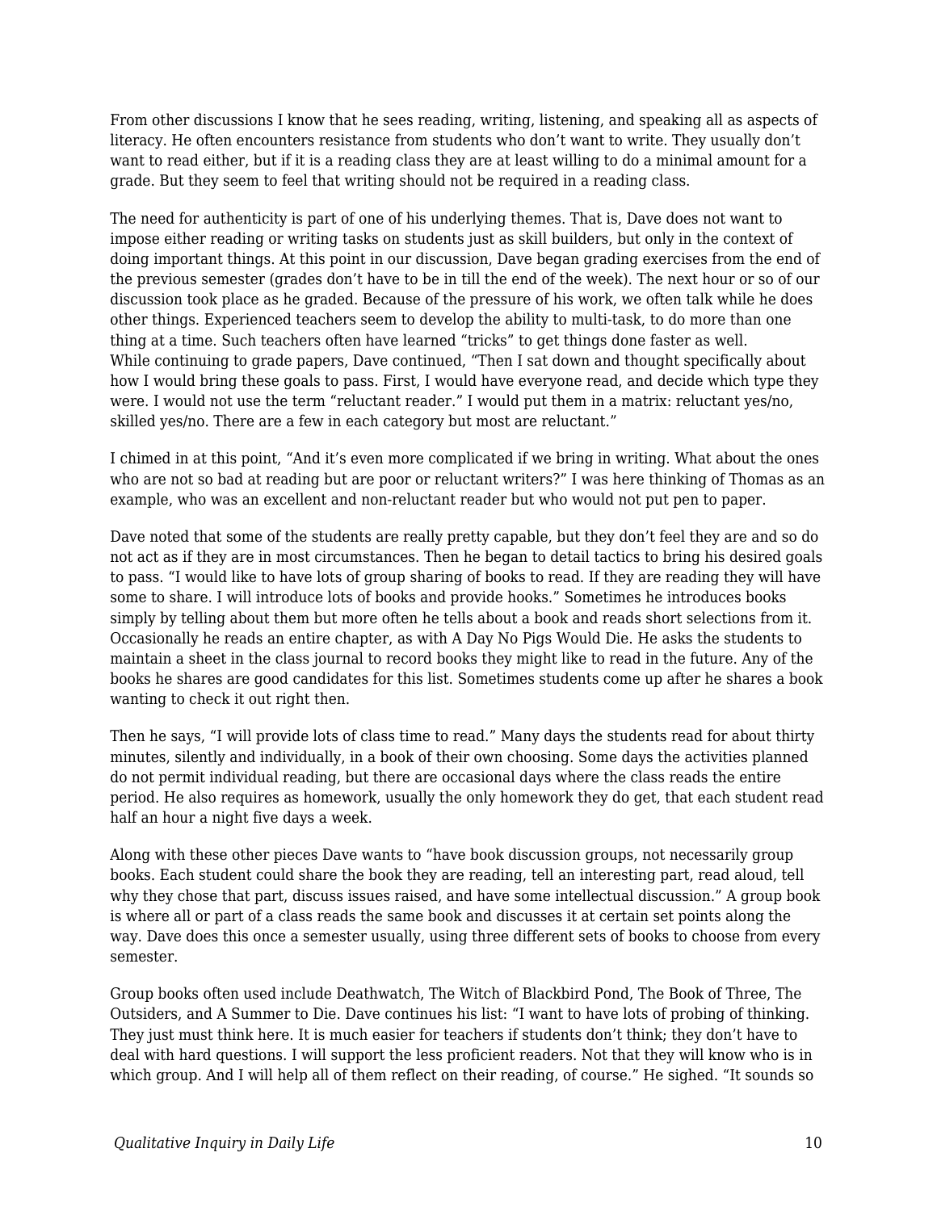From other discussions I know that he sees reading, writing, listening, and speaking all as aspects of literacy. He often encounters resistance from students who don't want to write. They usually don't want to read either, but if it is a reading class they are at least willing to do a minimal amount for a grade. But they seem to feel that writing should not be required in a reading class.

The need for authenticity is part of one of his underlying themes. That is, Dave does not want to impose either reading or writing tasks on students just as skill builders, but only in the context of doing important things. At this point in our discussion, Dave began grading exercises from the end of the previous semester (grades don't have to be in till the end of the week). The next hour or so of our discussion took place as he graded. Because of the pressure of his work, we often talk while he does other things. Experienced teachers seem to develop the ability to multi-task, to do more than one thing at a time. Such teachers often have learned "tricks" to get things done faster as well.
While continuing to grade papers, Dave continued, "Then I sat down and thought specifically about how I would bring these goals to pass. First, I would have everyone read, and decide which type they were. I would not use the term "reluctant reader." I would put them in a matrix: reluctant yes/no, skilled yes/no. There are a few in each category but most are reluctant."

I chimed in at this point, "And it's even more complicated if we bring in writing. What about the ones who are not so bad at reading but are poor or reluctant writers?" I was here thinking of Thomas as an example, who was an excellent and non-reluctant reader but who would not put pen to paper.

Dave noted that some of the students are really pretty capable, but they don't feel they are and so do not act as if they are in most circumstances. Then he began to detail tactics to bring his desired goals to pass. "I would like to have lots of group sharing of books to read. If they are reading they will have some to share. I will introduce lots of books and provide hooks." Sometimes he introduces books simply by telling about them but more often he tells about a book and reads short selections from it. Occasionally he reads an entire chapter, as with A Day No Pigs Would Die. He asks the students to maintain a sheet in the class journal to record books they might like to read in the future. Any of the books he shares are good candidates for this list. Sometimes students come up after he shares a book wanting to check it out right then.

Then he says, "I will provide lots of class time to read." Many days the students read for about thirty minutes, silently and individually, in a book of their own choosing. Some days the activities planned do not permit individual reading, but there are occasional days where the class reads the entire period. He also requires as homework, usually the only homework they do get, that each student read half an hour a night five days a week.

Along with these other pieces Dave wants to "have book discussion groups, not necessarily group books. Each student could share the book they are reading, tell an interesting part, read aloud, tell why they chose that part, discuss issues raised, and have some intellectual discussion." A group book is where all or part of a class reads the same book and discusses it at certain set points along the way. Dave does this once a semester usually, using three different sets of books to choose from every semester.

Group books often used include Deathwatch, The Witch of Blackbird Pond, The Book of Three, The Outsiders, and A Summer to Die. Dave continues his list: "I want to have lots of probing of thinking. They just must think here. It is much easier for teachers if students don't think; they don't have to deal with hard questions. I will support the less proficient readers. Not that they will know who is in which group. And I will help all of them reflect on their reading, of course." He sighed. "It sounds so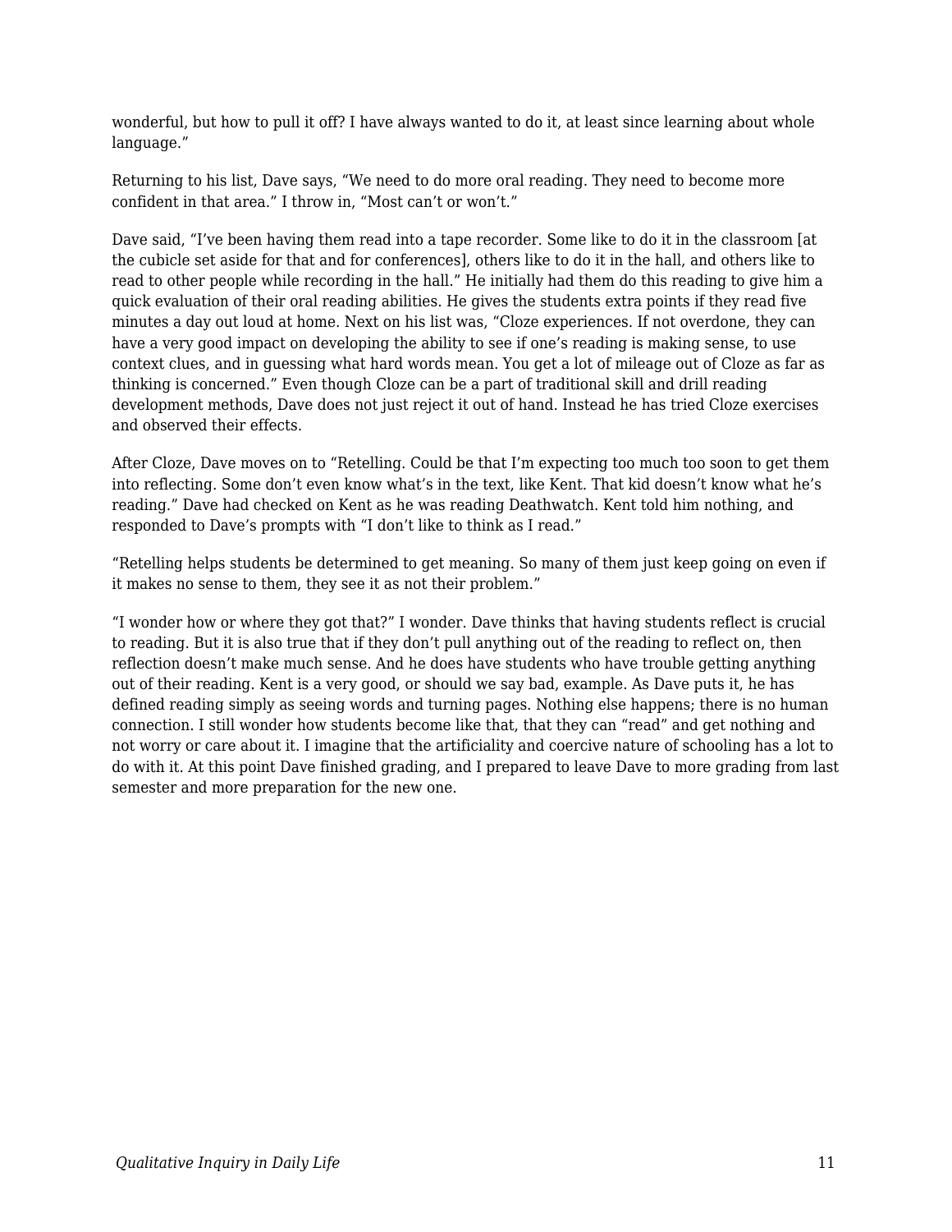wonderful, but how to pull it off? I have always wanted to do it, at least since learning about whole language."

Returning to his list, Dave says, "We need to do more oral reading. They need to become more confident in that area." I throw in, "Most can't or won't."

Dave said, "I've been having them read into a tape recorder. Some like to do it in the classroom [at the cubicle set aside for that and for conferences], others like to do it in the hall, and others like to read to other people while recording in the hall." He initially had them do this reading to give him a quick evaluation of their oral reading abilities. He gives the students extra points if they read five minutes a day out loud at home. Next on his list was, "Cloze experiences. If not overdone, they can have a very good impact on developing the ability to see if one's reading is making sense, to use context clues, and in guessing what hard words mean. You get a lot of mileage out of Cloze as far as thinking is concerned." Even though Cloze can be a part of traditional skill and drill reading development methods, Dave does not just reject it out of hand. Instead he has tried Cloze exercises and observed their effects.

After Cloze, Dave moves on to "Retelling. Could be that I'm expecting too much too soon to get them into reflecting. Some don't even know what's in the text, like Kent. That kid doesn't know what he's reading." Dave had checked on Kent as he was reading Deathwatch. Kent told him nothing, and responded to Dave's prompts with "I don't like to think as I read."

"Retelling helps students be determined to get meaning. So many of them just keep going on even if it makes no sense to them, they see it as not their problem."

"I wonder how or where they got that?" I wonder. Dave thinks that having students reflect is crucial to reading. But it is also true that if they don't pull anything out of the reading to reflect on, then reflection doesn't make much sense. And he does have students who have trouble getting anything out of their reading. Kent is a very good, or should we say bad, example. As Dave puts it, he has defined reading simply as seeing words and turning pages. Nothing else happens; there is no human connection. I still wonder how students become like that, that they can "read" and get nothing and not worry or care about it. I imagine that the artificiality and coercive nature of schooling has a lot to do with it. At this point Dave finished grading, and I prepared to leave Dave to more grading from last semester and more preparation for the new one.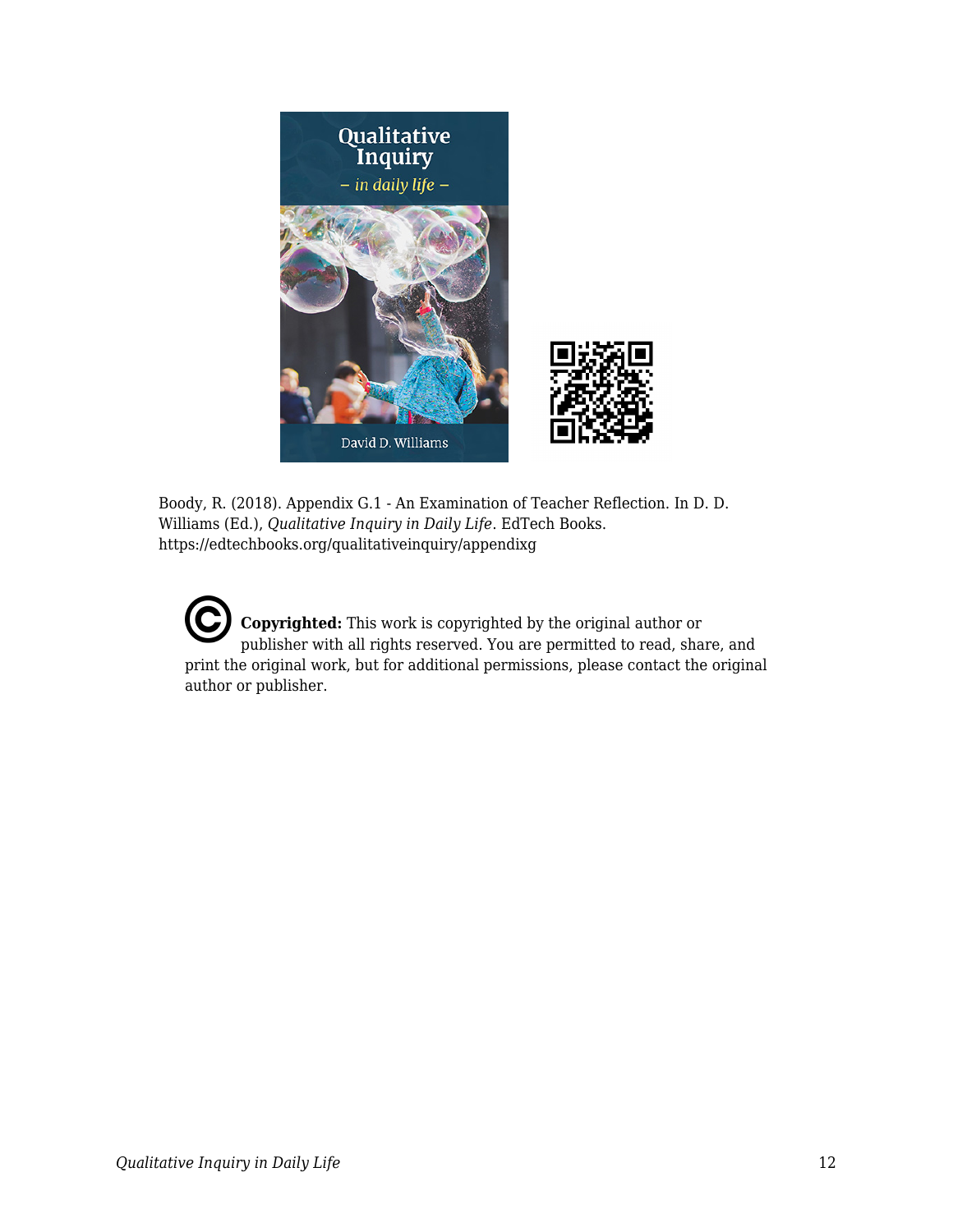Boody, R. (2018). Appendix G.1 - An Examination of Teacher Reflection. In D. D. Williams (Ed.), *Qualitative Inquiry in Daily Life*. EdTech Books. https://edtechbooks.org/qualitativeinquiry/appendixg

**Copyrighted:** This work is copyrighted by the original author or publisher with all rights reserved. You are permitted to read, share, and print the original work, but for additional permissions, please contact the original author or publisher.